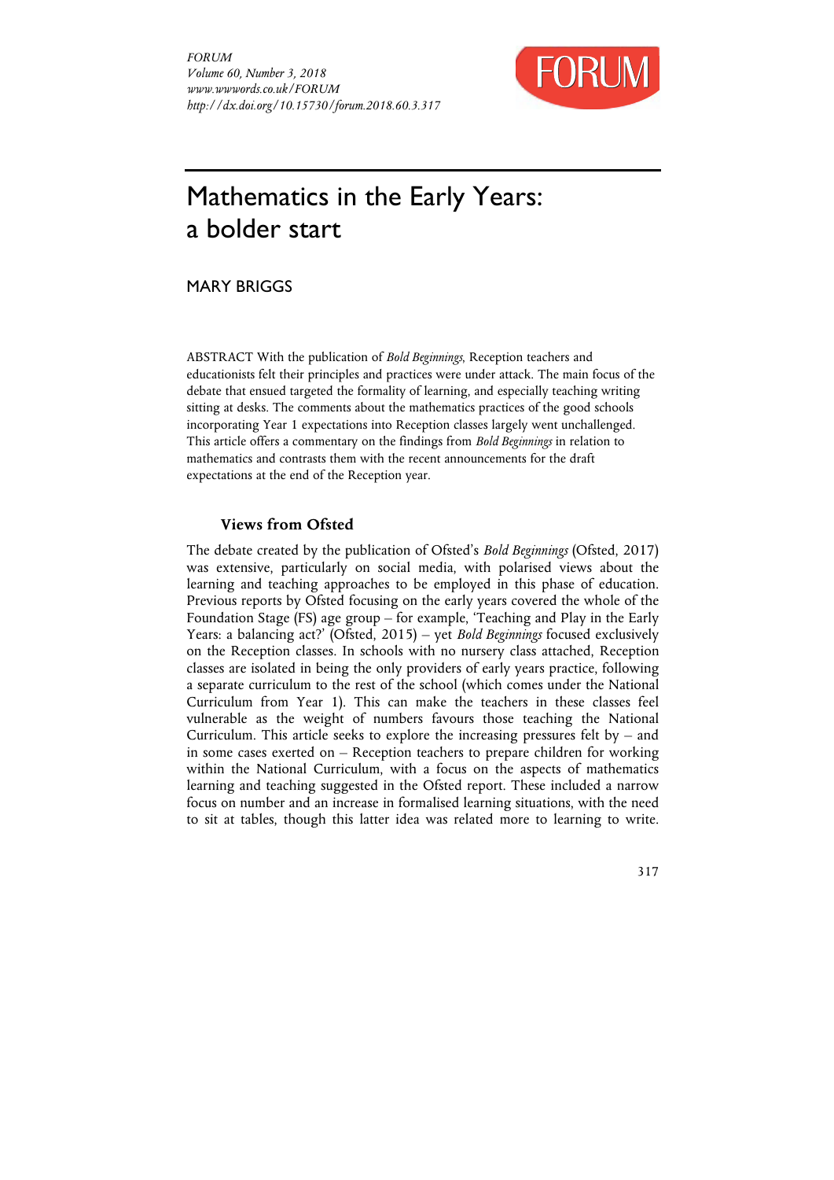# Mathematics in the Early Years: a bolder start

MARY BRIGGS

ABSTRACT With the publication of *Bold Beginnings*, Reception teachers and educationists felt their principles and practices were under attack. The main focus of the debate that ensued targeted the formality of learning, and especially teaching writing sitting at desks. The comments about the mathematics practices of the good schools incorporating Year 1 expectations into Reception classes largely went unchallenged. This article offers a commentary on the findings from *Bold Beginnings* in relation to mathematics and contrasts them with the recent announcements for the draft expectations at the end of the Reception year.

## Views from Ofsted

The debate created by the publication of Ofsted's *Bold Beginnings* (Ofsted, 2017) was extensive, particularly on social media, with polarised views about the learning and teaching approaches to be employed in this phase of education. Previous reports by Ofsted focusing on the early years covered the whole of the Foundation Stage (FS) age group – for example, 'Teaching and Play in the Early Years: a balancing act?' (Ofsted, 2015) – yet *Bold Beginnings* focused exclusively on the Reception classes. In schools with no nursery class attached, Reception classes are isolated in being the only providers of early years practice, following a separate curriculum to the rest of the school (which comes under the National Curriculum from Year 1). This can make the teachers in these classes feel vulnerable as the weight of numbers favours those teaching the National Curriculum. This article seeks to explore the increasing pressures felt by – and in some cases exerted on – Reception teachers to prepare children for working within the National Curriculum, with a focus on the aspects of mathematics learning and teaching suggested in the Ofsted report. These included a narrow focus on number and an increase in formalised learning situations, with the need to sit at tables, though this latter idea was related more to learning to write.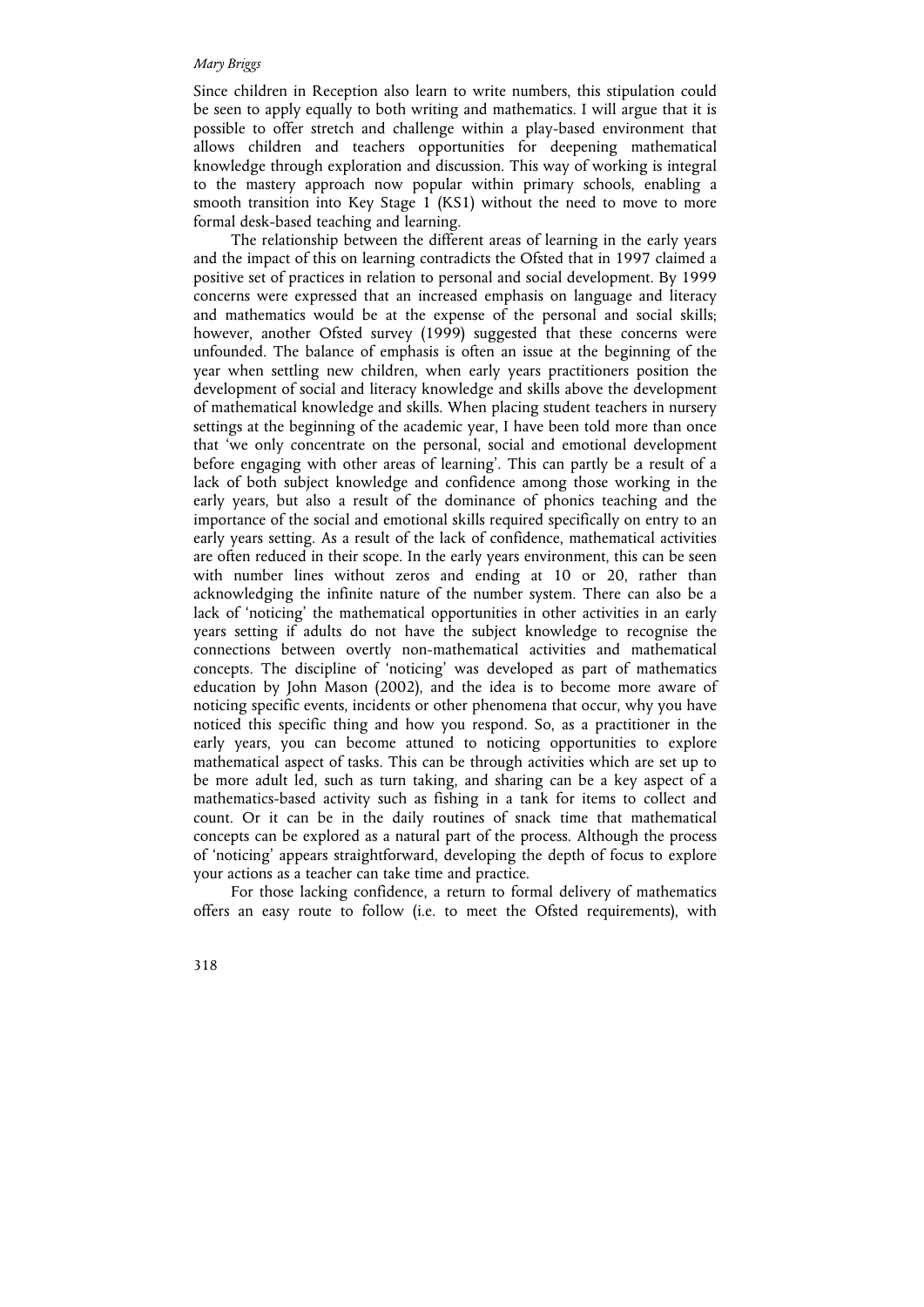Since children in Reception also learn to write numbers, this stipulation could be seen to apply equally to both writing and mathematics. I will argue that it is possible to offer stretch and challenge within a play-based environment that allows children and teachers opportunities for deepening mathematical knowledge through exploration and discussion. This way of working is integral to the mastery approach now popular within primary schools, enabling a smooth transition into Key Stage 1 (KS1) without the need to move to more formal desk-based teaching and learning.

The relationship between the different areas of learning in the early years and the impact of this on learning contradicts the Ofsted that in 1997 claimed a positive set of practices in relation to personal and social development. By 1999 concerns were expressed that an increased emphasis on language and literacy and mathematics would be at the expense of the personal and social skills; however, another Ofsted survey (1999) suggested that these concerns were unfounded. The balance of emphasis is often an issue at the beginning of the year when settling new children, when early years practitioners position the development of social and literacy knowledge and skills above the development of mathematical knowledge and skills. When placing student teachers in nursery settings at the beginning of the academic year, I have been told more than once that 'we only concentrate on the personal, social and emotional development before engaging with other areas of learning'. This can partly be a result of a lack of both subject knowledge and confidence among those working in the early years, but also a result of the dominance of phonics teaching and the importance of the social and emotional skills required specifically on entry to an early years setting. As a result of the lack of confidence, mathematical activities are often reduced in their scope. In the early years environment, this can be seen with number lines without zeros and ending at 10 or 20, rather than acknowledging the infinite nature of the number system. There can also be a lack of 'noticing' the mathematical opportunities in other activities in an early years setting if adults do not have the subject knowledge to recognise the connections between overtly non-mathematical activities and mathematical concepts. The discipline of 'noticing' was developed as part of mathematics education by John Mason (2002), and the idea is to become more aware of noticing specific events, incidents or other phenomena that occur, why you have noticed this specific thing and how you respond. So, as a practitioner in the early years, you can become attuned to noticing opportunities to explore mathematical aspect of tasks. This can be through activities which are set up to be more adult led, such as turn taking, and sharing can be a key aspect of a mathematics-based activity such as fishing in a tank for items to collect and count. Or it can be in the daily routines of snack time that mathematical concepts can be explored as a natural part of the process. Although the process of 'noticing' appears straightforward, developing the depth of focus to explore your actions as a teacher can take time and practice.

For those lacking confidence, a return to formal delivery of mathematics offers an easy route to follow (i.e. to meet the Ofsted requirements), with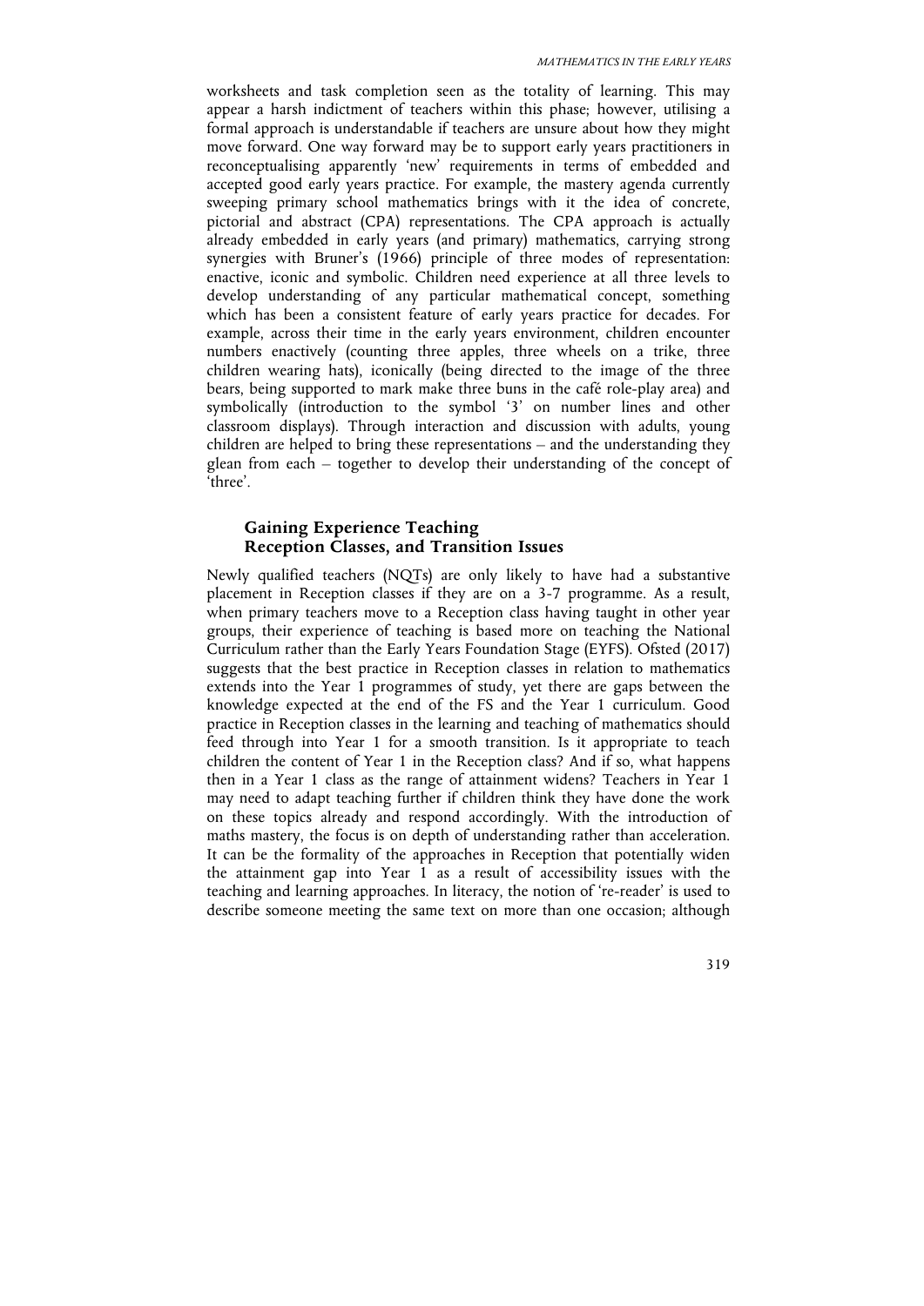worksheets and task completion seen as the totality of learning. This may appear a harsh indictment of teachers within this phase; however, utilising a formal approach is understandable if teachers are unsure about how they might move forward. One way forward may be to support early years practitioners in reconceptualising apparently 'new' requirements in terms of embedded and accepted good early years practice. For example, the mastery agenda currently sweeping primary school mathematics brings with it the idea of concrete, pictorial and abstract (CPA) representations. The CPA approach is actually already embedded in early years (and primary) mathematics, carrying strong synergies with Bruner's (1966) principle of three modes of representation: enactive, iconic and symbolic. Children need experience at all three levels to develop understanding of any particular mathematical concept, something which has been a consistent feature of early years practice for decades. For example, across their time in the early years environment, children encounter numbers enactively (counting three apples, three wheels on a trike, three children wearing hats), iconically (being directed to the image of the three bears, being supported to mark make three buns in the café role-play area) and symbolically (introduction to the symbol '3' on number lines and other classroom displays). Through interaction and discussion with adults, young children are helped to bring these representations – and the understanding they glean from each – together to develop their understanding of the concept of 'three'.

## Gaining Experience Teaching Reception Classes, and Transition Issues

Newly qualified teachers (NQTs) are only likely to have had a substantive placement in Reception classes if they are on a 3-7 programme. As a result, when primary teachers move to a Reception class having taught in other year groups, their experience of teaching is based more on teaching the National Curriculum rather than the Early Years Foundation Stage (EYFS). Ofsted (2017) suggests that the best practice in Reception classes in relation to mathematics extends into the Year 1 programmes of study, yet there are gaps between the knowledge expected at the end of the FS and the Year 1 curriculum. Good practice in Reception classes in the learning and teaching of mathematics should feed through into Year 1 for a smooth transition. Is it appropriate to teach children the content of Year 1 in the Reception class? And if so, what happens then in a Year 1 class as the range of attainment widens? Teachers in Year 1 may need to adapt teaching further if children think they have done the work on these topics already and respond accordingly. With the introduction of maths mastery, the focus is on depth of understanding rather than acceleration. It can be the formality of the approaches in Reception that potentially widen the attainment gap into Year 1 as a result of accessibility issues with the teaching and learning approaches. In literacy, the notion of 're-reader' is used to describe someone meeting the same text on more than one occasion; although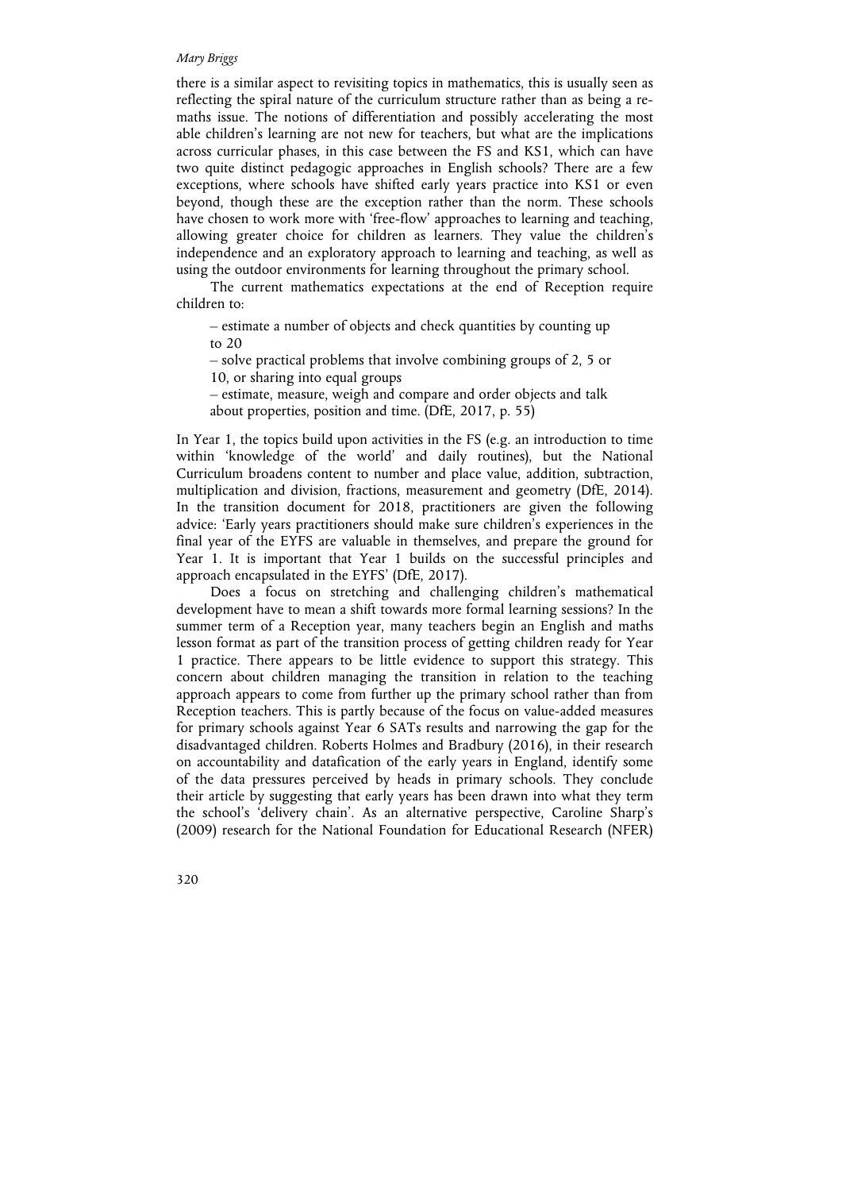there is a similar aspect to revisiting topics in mathematics, this is usually seen as reflecting the spiral nature of the curriculum structure rather than as being a re-maths issue. The notions of differentiation and possibly accelerating the most able children's learning are not new for teachers, but what are the implications across curricular phases, in this case between the FS and KS1, which can have two quite distinct pedagogic approaches in English schools? There are a few exceptions, where schools have shifted early years practice into KS1 or even beyond, though these are the exception rather than the norm. These schools have chosen to work more with 'free-flow' approaches to learning and teaching, allowing greater choice for children as learners. They value the children's independence and an exploratory approach to learning and teaching, as well as using the outdoor environments for learning throughout the primary school.

The current mathematics expectations at the end of Reception require children to:

> – estimate a number of objects and check quantities by counting up to 20
> – solve practical problems that involve combining groups of 2, 5 or 10, or sharing into equal groups
> – estimate, measure, weigh and compare and order objects and talk about properties, position and time. (DfE, 2017, p. 55)

In Year 1, the topics build upon activities in the FS (e.g. an introduction to time within 'knowledge of the world' and daily routines), but the National Curriculum broadens content to number and place value, addition, subtraction, multiplication and division, fractions, measurement and geometry (DfE, 2014). In the transition document for 2018, practitioners are given the following advice: 'Early years practitioners should make sure children's experiences in the final year of the EYFS are valuable in themselves, and prepare the ground for Year 1. It is important that Year 1 builds on the successful principles and approach encapsulated in the EYFS' (DfE, 2017).

Does a focus on stretching and challenging children's mathematical development have to mean a shift towards more formal learning sessions? In the summer term of a Reception year, many teachers begin an English and maths lesson format as part of the transition process of getting children ready for Year 1 practice. There appears to be little evidence to support this strategy. This concern about children managing the transition in relation to the teaching approach appears to come from further up the primary school rather than from Reception teachers. This is partly because of the focus on value-added measures for primary schools against Year 6 SATs results and narrowing the gap for the disadvantaged children. Roberts Holmes and Bradbury (2016), in their research on accountability and datafication of the early years in England, identify some of the data pressures perceived by heads in primary schools. They conclude their article by suggesting that early years has been drawn into what they term the school's 'delivery chain'. As an alternative perspective, Caroline Sharp's (2009) research for the National Foundation for Educational Research (NFER)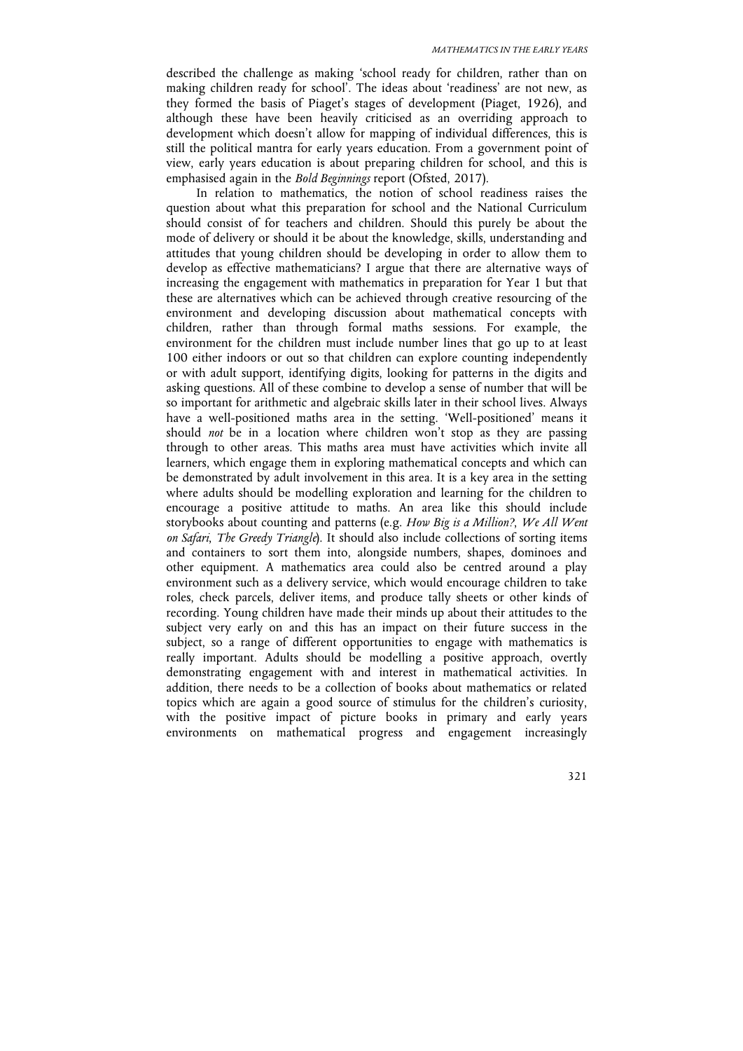described the challenge as making 'school ready for children, rather than on making children ready for school'. The ideas about 'readiness' are not new, as they formed the basis of Piaget's stages of development (Piaget, 1926), and although these have been heavily criticised as an overriding approach to development which doesn't allow for mapping of individual differences, this is still the political mantra for early years education. From a government point of view, early years education is about preparing children for school, and this is emphasised again in the *Bold Beginnings* report (Ofsted, 2017).

In relation to mathematics, the notion of school readiness raises the question about what this preparation for school and the National Curriculum should consist of for teachers and children. Should this purely be about the mode of delivery or should it be about the knowledge, skills, understanding and attitudes that young children should be developing in order to allow them to develop as effective mathematicians? I argue that there are alternative ways of increasing the engagement with mathematics in preparation for Year 1 but that these are alternatives which can be achieved through creative resourcing of the environment and developing discussion about mathematical concepts with children, rather than through formal maths sessions. For example, the environment for the children must include number lines that go up to at least 100 either indoors or out so that children can explore counting independently or with adult support, identifying digits, looking for patterns in the digits and asking questions. All of these combine to develop a sense of number that will be so important for arithmetic and algebraic skills later in their school lives. Always have a well-positioned maths area in the setting. 'Well-positioned' means it should *not* be in a location where children won't stop as they are passing through to other areas. This maths area must have activities which invite all learners, which engage them in exploring mathematical concepts and which can be demonstrated by adult involvement in this area. It is a key area in the setting where adults should be modelling exploration and learning for the children to encourage a positive attitude to maths. An area like this should include storybooks about counting and patterns (e.g. *How Big is a Million?*, *We All Went on Safari*, *The Greedy Triangle*). It should also include collections of sorting items and containers to sort them into, alongside numbers, shapes, dominoes and other equipment. A mathematics area could also be centred around a play environment such as a delivery service, which would encourage children to take roles, check parcels, deliver items, and produce tally sheets or other kinds of recording. Young children have made their minds up about their attitudes to the subject very early on and this has an impact on their future success in the subject, so a range of different opportunities to engage with mathematics is really important. Adults should be modelling a positive approach, overtly demonstrating engagement with and interest in mathematical activities. In addition, there needs to be a collection of books about mathematics or related topics which are again a good source of stimulus for the children's curiosity, with the positive impact of picture books in primary and early years environments on mathematical progress and engagement increasingly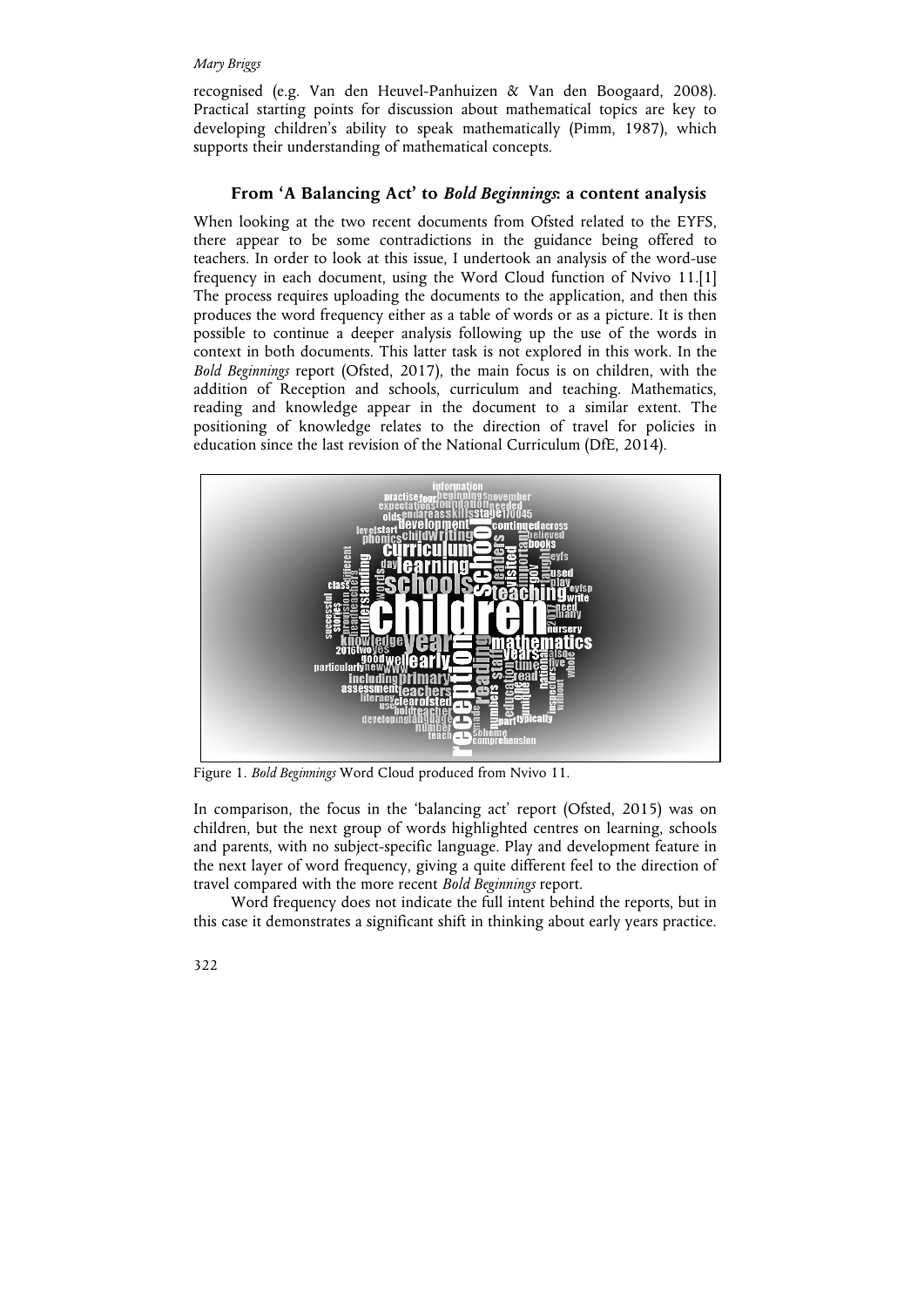recognised (e.g. Van den Heuvel-Panhuizen & Van den Boogaard, 2008). Practical starting points for discussion about mathematical topics are key to developing children's ability to speak mathematically (Pimm, 1987), which supports their understanding of mathematical concepts.

## From 'A Balancing Act' to *Bold Beginnings*: a content analysis

When looking at the two recent documents from Ofsted related to the EYFS, there appear to be some contradictions in the guidance being offered to teachers. In order to look at this issue, I undertook an analysis of the word-use frequency in each document, using the Word Cloud function of Nvivo 11.[1] The process requires uploading the documents to the application, and then this produces the word frequency either as a table of words or as a picture. It is then possible to continue a deeper analysis following up the use of the words in context in both documents. This latter task is not explored in this work. In the *Bold Beginnings* report (Ofsted, 2017), the main focus is on children, with the addition of Reception and schools, curriculum and teaching. Mathematics, reading and knowledge appear in the document to a similar extent. The positioning of knowledge relates to the direction of travel for policies in education since the last revision of the National Curriculum (DfE, 2014).

Figure 1. *Bold Beginnings* Word Cloud produced from Nvivo 11.

In comparison, the focus in the 'balancing act' report (Ofsted, 2015) was on children, but the next group of words highlighted centres on learning, schools and parents, with no subject-specific language. Play and development feature in the next layer of word frequency, giving a quite different feel to the direction of travel compared with the more recent *Bold Beginnings* report.

Word frequency does not indicate the full intent behind the reports, but in this case it demonstrates a significant shift in thinking about early years practice.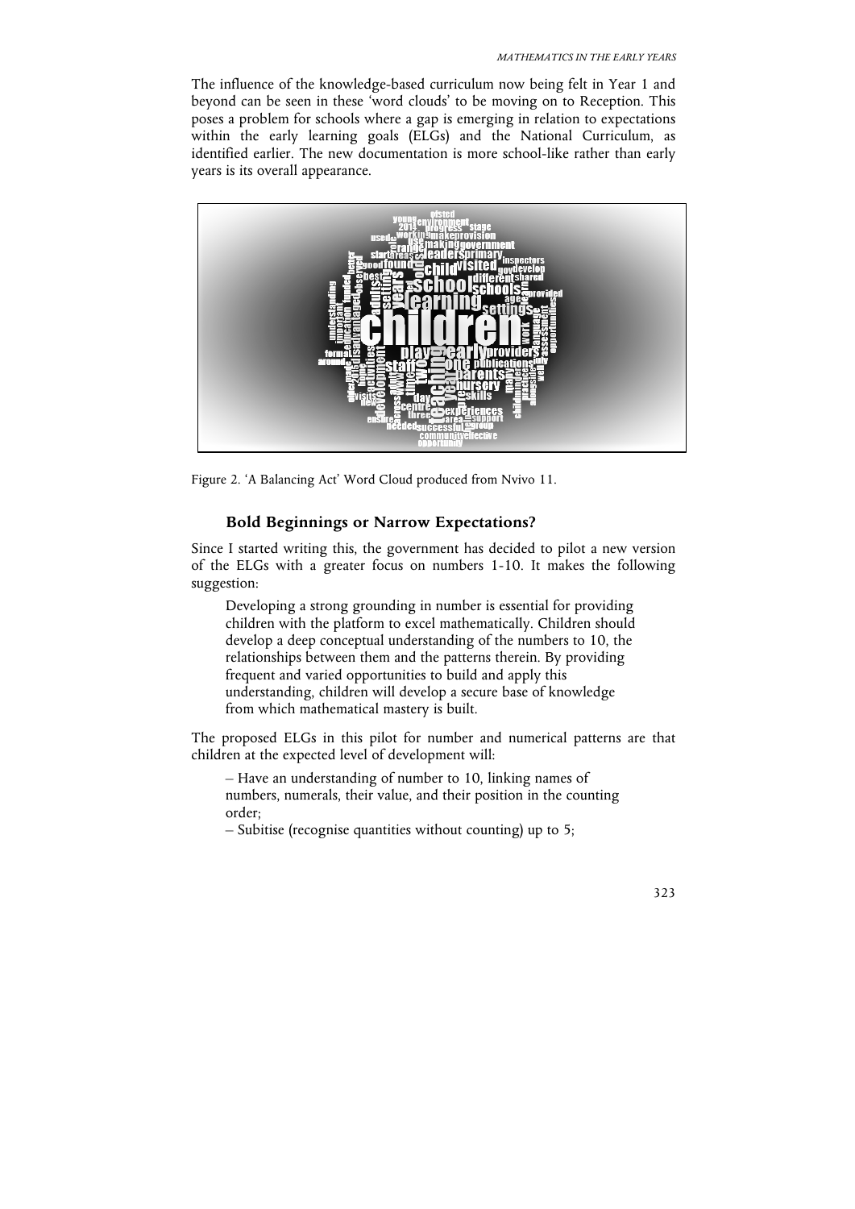The influence of the knowledge-based curriculum now being felt in Year 1 and beyond can be seen in these 'word clouds' to be moving on to Reception. This poses a problem for schools where a gap is emerging in relation to expectations within the early learning goals (ELGs) and the National Curriculum, as identified earlier. The new documentation is more school-like rather than early years is its overall appearance.

Figure 2. 'A Balancing Act' Word Cloud produced from Nvivo 11.

### Bold Beginnings or Narrow Expectations?

Since I started writing this, the government has decided to pilot a new version of the ELGs with a greater focus on numbers 1-10. It makes the following suggestion:

> Developing a strong grounding in number is essential for providing children with the platform to excel mathematically. Children should develop a deep conceptual understanding of the numbers to 10, the relationships between them and the patterns therein. By providing frequent and varied opportunities to build and apply this understanding, children will develop a secure base of knowledge from which mathematical mastery is built.

The proposed ELGs in this pilot for number and numerical patterns are that children at the expected level of development will:

> – Have an understanding of number to 10, linking names of numbers, numerals, their value, and their position in the counting order;
> – Subitise (recognise quantities without counting) up to 5;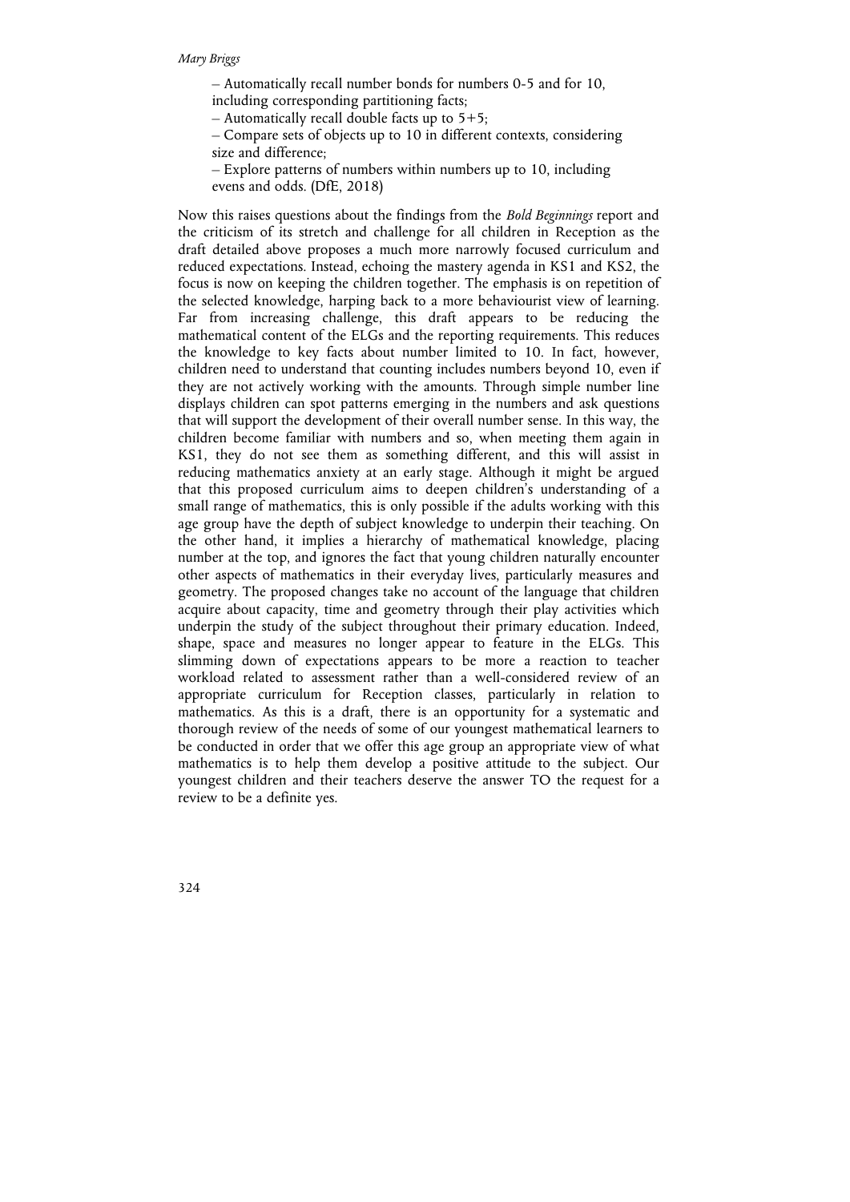– Automatically recall number bonds for numbers 0-5 and for 10, including corresponding partitioning facts;

– Automatically recall double facts up to 5+5;

– Compare sets of objects up to 10 in different contexts, considering size and difference;

– Explore patterns of numbers within numbers up to 10, including evens and odds. (DfE, 2018)

Now this raises questions about the findings from the *Bold Beginnings* report and the criticism of its stretch and challenge for all children in Reception as the draft detailed above proposes a much more narrowly focused curriculum and reduced expectations. Instead, echoing the mastery agenda in KS1 and KS2, the focus is now on keeping the children together. The emphasis is on repetition of the selected knowledge, harping back to a more behaviourist view of learning. Far from increasing challenge, this draft appears to be reducing the mathematical content of the ELGs and the reporting requirements. This reduces the knowledge to key facts about number limited to 10. In fact, however, children need to understand that counting includes numbers beyond 10, even if they are not actively working with the amounts. Through simple number line displays children can spot patterns emerging in the numbers and ask questions that will support the development of their overall number sense. In this way, the children become familiar with numbers and so, when meeting them again in KS1, they do not see them as something different, and this will assist in reducing mathematics anxiety at an early stage. Although it might be argued that this proposed curriculum aims to deepen children's understanding of a small range of mathematics, this is only possible if the adults working with this age group have the depth of subject knowledge to underpin their teaching. On the other hand, it implies a hierarchy of mathematical knowledge, placing number at the top, and ignores the fact that young children naturally encounter other aspects of mathematics in their everyday lives, particularly measures and geometry. The proposed changes take no account of the language that children acquire about capacity, time and geometry through their play activities which underpin the study of the subject throughout their primary education. Indeed, shape, space and measures no longer appear to feature in the ELGs. This slimming down of expectations appears to be more a reaction to teacher workload related to assessment rather than a well-considered review of an appropriate curriculum for Reception classes, particularly in relation to mathematics. As this is a draft, there is an opportunity for a systematic and thorough review of the needs of some of our youngest mathematical learners to be conducted in order that we offer this age group an appropriate view of what mathematics is to help them develop a positive attitude to the subject. Our youngest children and their teachers deserve the answer TO the request for a review to be a definite yes.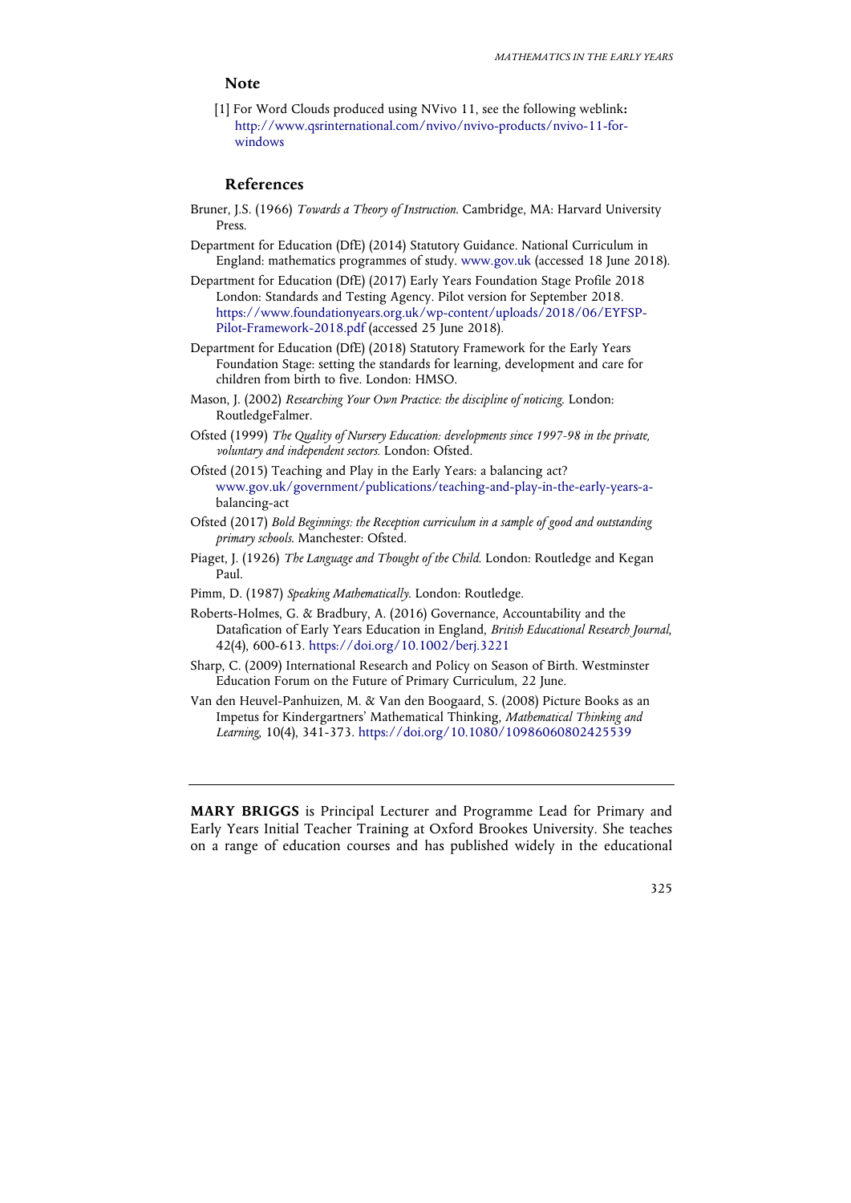## Note

[1] For Word Clouds produced using NVivo 11, see the following weblink: http://www.qsrinternational.com/nvivo/nvivo-products/nvivo-11-for-windows

## References

Bruner, J.S. (1966) *Towards a Theory of Instruction*. Cambridge, MA: Harvard University Press.

Department for Education (DfE) (2014) Statutory Guidance. National Curriculum in England: mathematics programmes of study. www.gov.uk (accessed 18 June 2018).

Department for Education (DfE) (2017) Early Years Foundation Stage Profile 2018 London: Standards and Testing Agency. Pilot version for September 2018. https://www.foundationyears.org.uk/wp-content/uploads/2018/06/EYFSP-Pilot-Framework-2018.pdf (accessed 25 June 2018).

Department for Education (DfE) (2018) Statutory Framework for the Early Years Foundation Stage: setting the standards for learning, development and care for children from birth to five. London: HMSO.

Mason, J. (2002) *Researching Your Own Practice: the discipline of noticing*. London: RoutledgeFalmer.

Ofsted (1999) *The Quality of Nursery Education: developments since 1997-98 in the private, voluntary and independent sectors*. London: Ofsted.

Ofsted (2015) Teaching and Play in the Early Years: a balancing act? www.gov.uk/government/publications/teaching-and-play-in-the-early-years-a-balancing-act

Ofsted (2017) *Bold Beginnings: the Reception curriculum in a sample of good and outstanding primary schools*. Manchester: Ofsted.

Piaget, J. (1926) *The Language and Thought of the Child*. London: Routledge and Kegan Paul.

Pimm, D. (1987) *Speaking Mathematically*. London: Routledge.

Roberts-Holmes, G. & Bradbury, A. (2016) Governance, Accountability and the Datafication of Early Years Education in England, *British Educational Research Journal*, 42(4), 600-613. https://doi.org/10.1002/berj.3221

Sharp, C. (2009) International Research and Policy on Season of Birth. Westminster Education Forum on the Future of Primary Curriculum, 22 June.

Van den Heuvel-Panhuizen, M. & Van den Boogaard, S. (2008) Picture Books as an Impetus for Kindergartners' Mathematical Thinking, *Mathematical Thinking and Learning*, 10(4), 341-373. https://doi.org/10.1080/10986060802425539

---

**MARY BRIGGS** is Principal Lecturer and Programme Lead for Primary and Early Years Initial Teacher Training at Oxford Brookes University. She teaches on a range of education courses and has published widely in the educational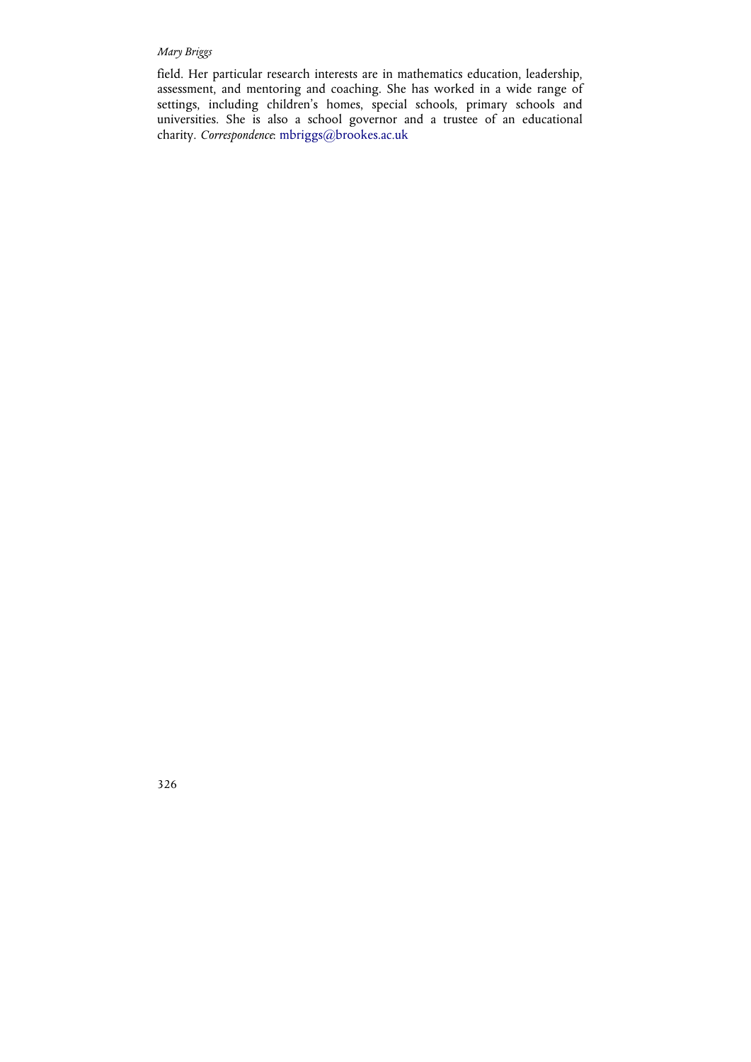field. Her particular research interests are in mathematics education, leadership, assessment, and mentoring and coaching. She has worked in a wide range of settings, including children's homes, special schools, primary schools and universities. She is also a school governor and a trustee of an educational charity. *Correspondence*: mbriggs@brookes.ac.uk